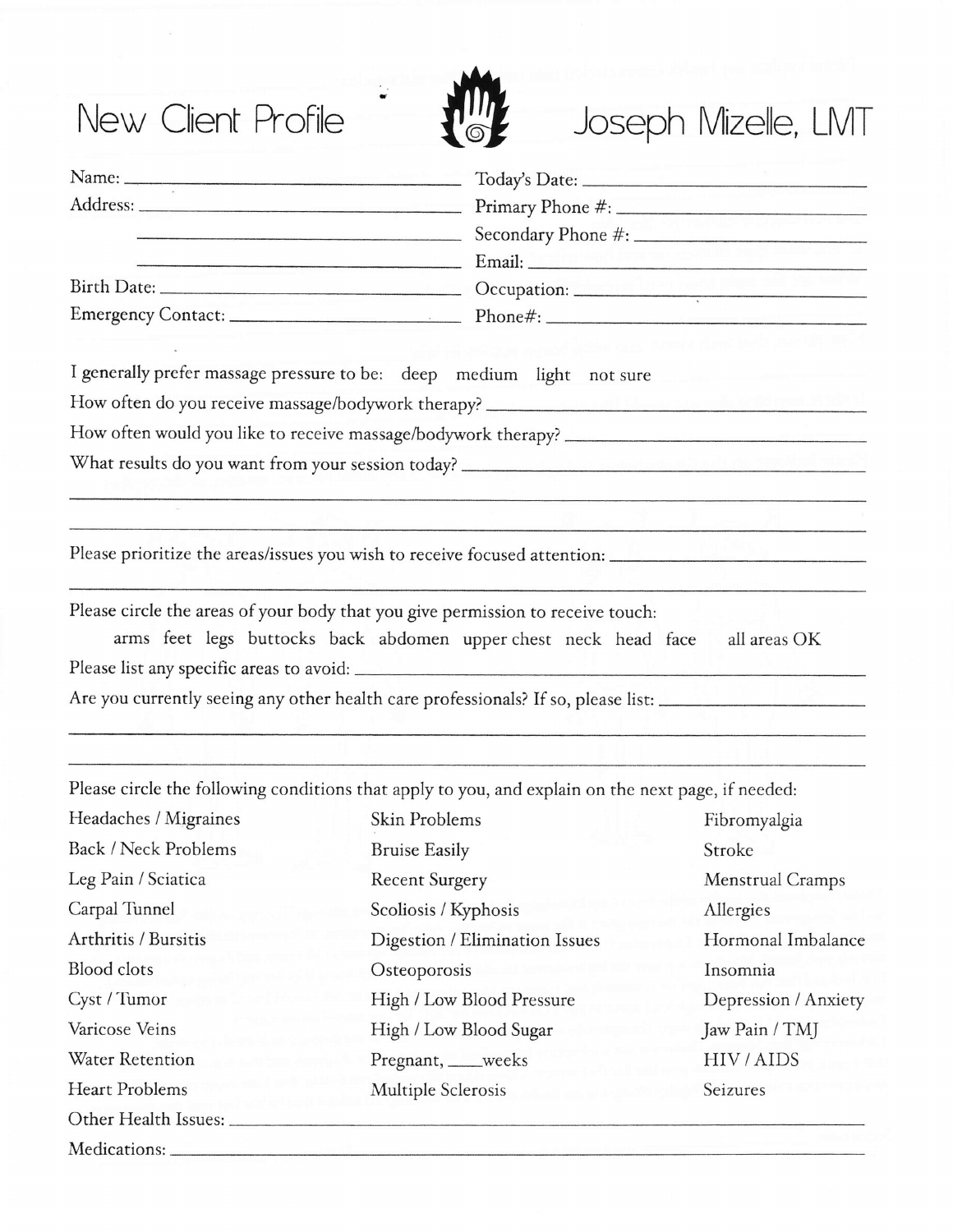# New Client Profile — Joseph Mizelle, LMT

Name: ______________________ Today's Date: ______________________

Address: ______________________ Primary Phone #: ______________________

______________________ Secondary Phone #: ______________________

______________________ Email: ______________________

Birth Date: ______________________ Occupation: ______________________

Emergency Contact: ______________________ Phone#: ______________________

I generally prefer massage pressure to be: deep medium light not sure

How often do you receive massage/bodywork therapy? ______________________

How often would you like to receive massage/bodywork therapy? ______________________

What results do you want from your session today? ______________________

______________________________________________

______________________________________________

Please prioritize the areas/issues you wish to receive focused attention: ______________________

______________________________________________

Please circle the areas of your body that you give permission to receive touch:

arms feet legs buttocks back abdomen upper chest neck head face all areas OK

Please list any specific areas to avoid: ______________________

Are you currently seeing any other health care professionals? If so, please list: ______________________

______________________________________________

______________________________________________

Please circle the following conditions that apply to you, and explain on the next page, if needed:

| | | |
|---|---|---|
| Headaches / Migraines | Skin Problems | Fibromyalgia |
| Back / Neck Problems | Bruise Easily | Stroke |
| Leg Pain / Sciatica | Recent Surgery | Menstrual Cramps |
| Carpal Tunnel | Scoliosis / Kyphosis | Allergies |
| Arthritis / Bursitis | Digestion / Elimination Issues | Hormonal Imbalance |
| Blood clots | Osteoporosis | Insomnia |
| Cyst / Tumor | High / Low Blood Pressure | Depression / Anxiety |
| Varicose Veins | High / Low Blood Sugar | Jaw Pain / TMJ |
| Water Retention | Pregnant, ____weeks | HIV / AIDS |
| Heart Problems | Multiple Sclerosis | Seizures |

Other Health Issues: ______________________

Medications: ______________________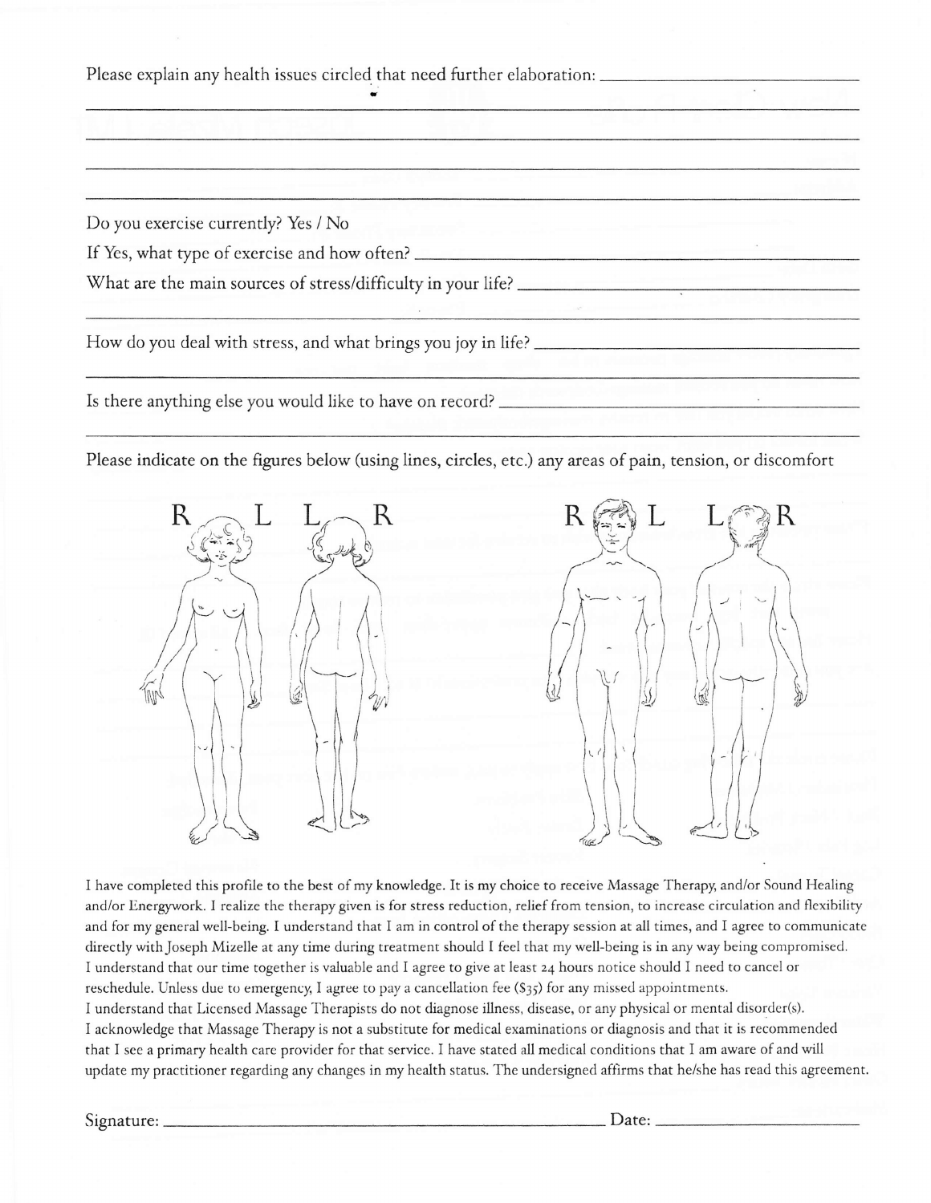Please explain any health issues circled that need further elaboration: ___________________________

_____________________________________________________________________________

_____________________________________________________________________________

_____________________________________________________________________________

_____________________________________________________________________________

Do you exercise currently? Yes / No

If Yes, what type of exercise and how often? ___________________________________________

What are the main sources of stress/difficulty in your life? _______________________________

_____________________________________________________________________________

How do you deal with stress, and what brings you joy in life? _____________________________

_____________________________________________________________________________

Is there anything else you would like to have on record? _________________________________

_____________________________________________________________________________

Please indicate on the figures below (using lines, circles, etc.) any areas of pain, tension, or discomfort

R L L R R L L R

I have completed this profile to the best of my knowledge. It is my choice to receive Massage Therapy, and/or Sound Healing and/or Energywork. I realize the therapy given is for stress reduction, relief from tension, to increase circulation and flexibility and for my general well-being. I understand that I am in control of the therapy session at all times, and I agree to communicate directly with Joseph Mizelle at any time during treatment should I feel that my well-being is in any way being compromised. I understand that our time together is valuable and I agree to give at least 24 hours notice should I need to cancel or reschedule. Unless due to emergency, I agree to pay a cancellation fee ($35) for any missed appointments.
I understand that Licensed Massage Therapists do not diagnose illness, disease, or any physical or mental disorder(s).
I acknowledge that Massage Therapy is not a substitute for medical examinations or diagnosis and that it is recommended that I see a primary health care provider for that service. I have stated all medical conditions that I am aware of and will update my practitioner regarding any changes in my health status. The undersigned affirms that he/she has read this agreement.

Signature: _______________________________________________ Date: ____________________